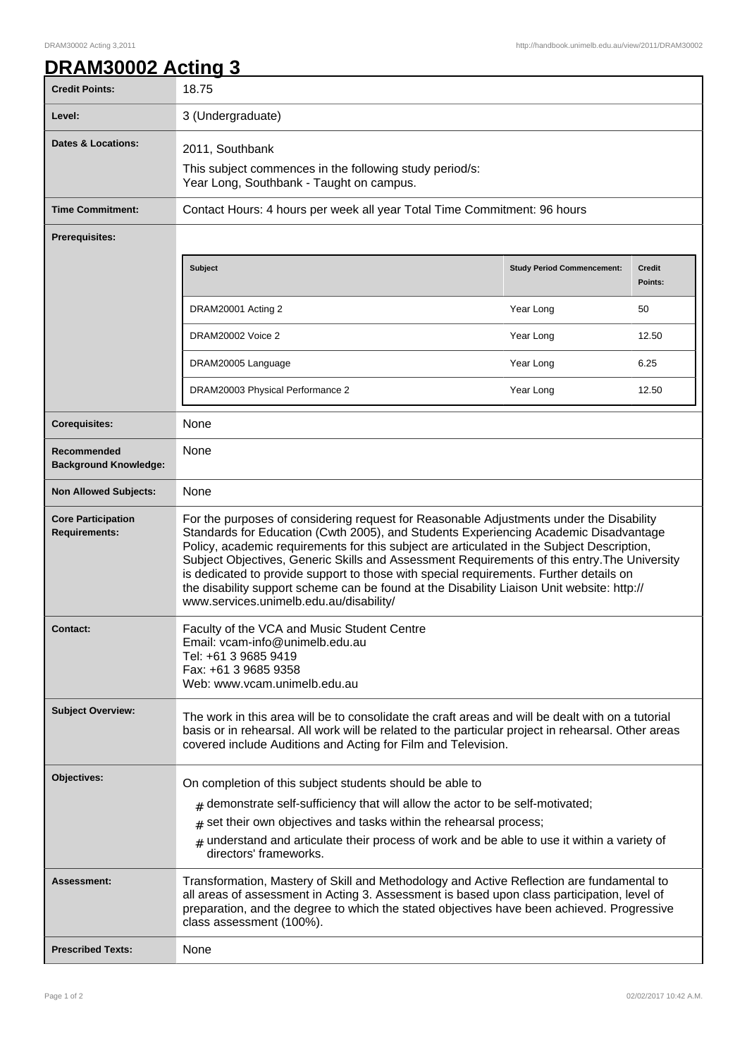# DRAM30002 Acting 3

| | |
|---|---|
| **Credit Points:** | 18.75 |
| **Level:** | 3 (Undergraduate) |
| **Dates & Locations:** | 2011, Southbank<br>This subject commences in the following study period/s:<br>Year Long, Southbank - Taught on campus. |
| **Time Commitment:** | Contact Hours: 4 hours per week all year Total Time Commitment: 96 hours |
| **Prerequisites:** | See table below |
| **Corequisites:** | None |
| **Recommended Background Knowledge:** | None |
| **Non Allowed Subjects:** | None |
| **Core Participation Requirements:** | For the purposes of considering request for Reasonable Adjustments under the Disability Standards for Education (Cwth 2005), and Students Experiencing Academic Disadvantage Policy, academic requirements for this subject are articulated in the Subject Description, Subject Objectives, Generic Skills and Assessment Requirements of this entry.The University is dedicated to provide support to those with special requirements. Further details on the disability support scheme can be found at the Disability Liaison Unit website: http://www.services.unimelb.edu.au/disability/ |
| **Contact:** | Faculty of the VCA and Music Student Centre<br>Email: vcam-info@unimelb.edu.au<br>Tel: +61 3 9685 9419<br>Fax: +61 3 9685 9358<br>Web: www.vcam.unimelb.edu.au |
| **Subject Overview:** | The work in this area will be to consolidate the craft areas and will be dealt with on a tutorial basis or in rehearsal. All work will be related to the particular project in rehearsal. Other areas covered include Auditions and Acting for Film and Television. |
| **Objectives:** | On completion of this subject students should be able to<br># demonstrate self-sufficiency that will allow the actor to be self-motivated;<br># set their own objectives and tasks within the rehearsal process;<br># understand and articulate their process of work and be able to use it within a variety of directors' frameworks. |
| **Assessment:** | Transformation, Mastery of Skill and Methodology and Active Reflection are fundamental to all areas of assessment in Acting 3. Assessment is based upon class participation, level of preparation, and the degree to which the stated objectives have been achieved. Progressive class assessment (100%). |
| **Prescribed Texts:** | None |

**Prerequisites:**

| Subject | Study Period Commencement: | Credit Points: |
|---|---|---|
| DRAM20001 Acting 2 | Year Long | 50 |
| DRAM20002 Voice 2 | Year Long | 12.50 |
| DRAM20005 Language | Year Long | 6.25 |
| DRAM20003 Physical Performance 2 | Year Long | 12.50 |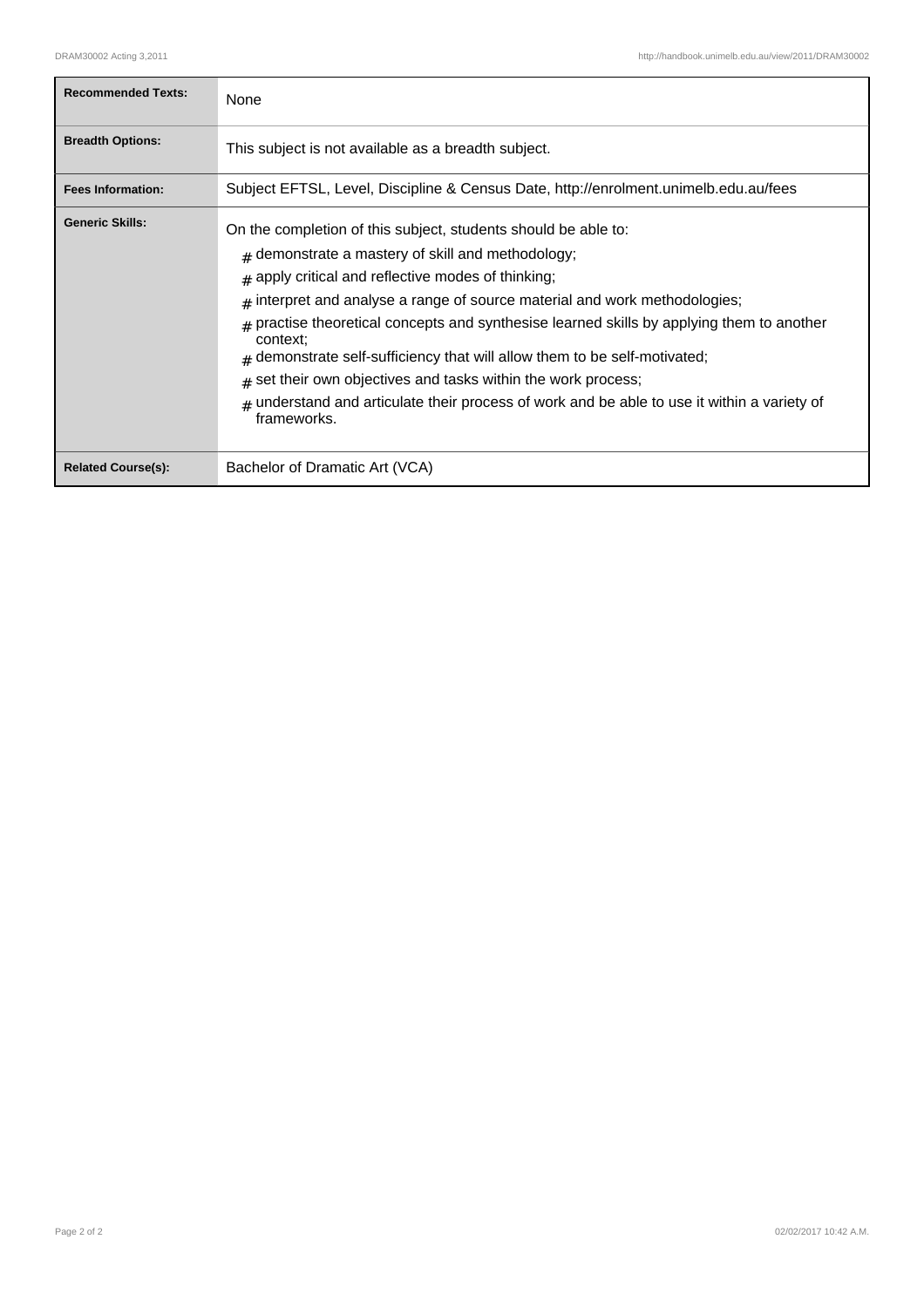| | |
|---|---|
| **Recommended Texts:** | None |
| **Breadth Options:** | This subject is not available as a breadth subject. |
| **Fees Information:** | Subject EFTSL, Level, Discipline & Census Date, http://enrolment.unimelb.edu.au/fees |
| **Generic Skills:** | On the completion of this subject, students should be able to:<br># demonstrate a mastery of skill and methodology;<br># apply critical and reflective modes of thinking;<br># interpret and analyse a range of source material and work methodologies;<br># practise theoretical concepts and synthesise learned skills by applying them to another context;<br># demonstrate self-sufficiency that will allow them to be self-motivated;<br># set their own objectives and tasks within the work process;<br># understand and articulate their process of work and be able to use it within a variety of frameworks. |
| **Related Course(s):** | Bachelor of Dramatic Art (VCA) |